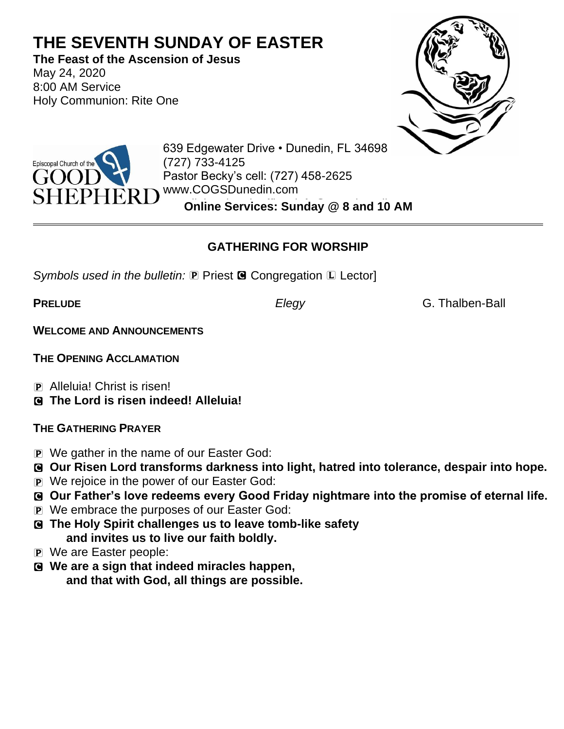# THE SEVENTH SUNDAY OF EASTER

**The Feast of the Ascension of Jesus**
May 24, 2020
8:00 AM Service
Holy Communion: Rite One

Episcopal Church of the GOOD SHEPHERD
639 Edgewater Drive • Dunedin, FL 34698
(727) 733-4125
Pastor Becky's cell: (727) 458-2625
www.COGSDunedin.com
**Online Services: Sunday @ 8 and 10 AM**

---

## GATHERING FOR WORSHIP

*Symbols used in the bulletin:* P Priest C Congregation L Lector]

**PRELUDE** *Elegy* G. Thalben-Ball

**WELCOME AND ANNOUNCEMENTS**

**THE OPENING ACCLAMATION**

P Alleluia! Christ is risen!
C **The Lord is risen indeed! Alleluia!**

**THE GATHERING PRAYER**

P We gather in the name of our Easter God:
C **Our Risen Lord transforms darkness into light, hatred into tolerance, despair into hope.**
P We rejoice in the power of our Easter God:
C **Our Father's love redeems every Good Friday nightmare into the promise of eternal life.**
P We embrace the purposes of our Easter God:
C **The Holy Spirit challenges us to leave tomb-like safety and invites us to live our faith boldly.**
P We are Easter people:
C **We are a sign that indeed miracles happen, and that with God, all things are possible.**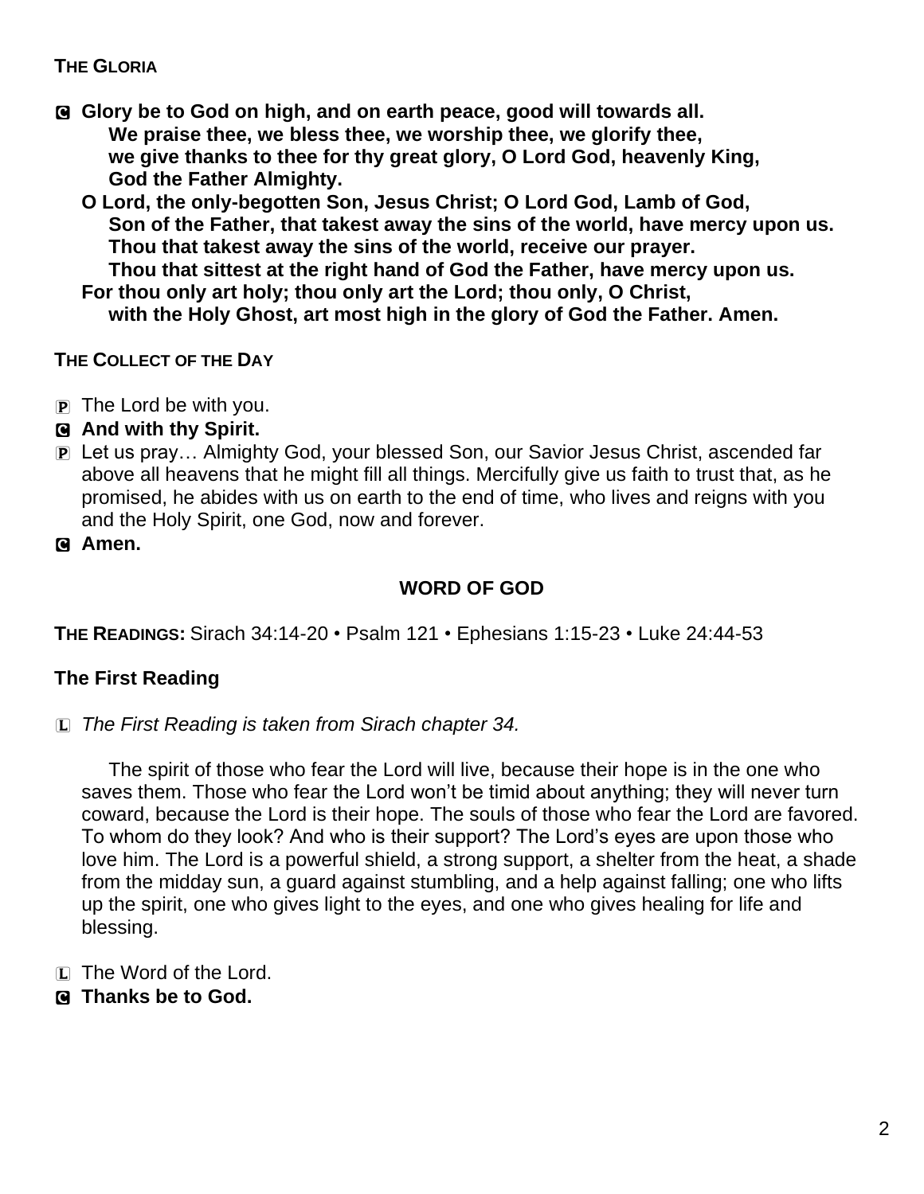**THE GLORIA**

**C Glory be to God on high, and on earth peace, good will towards all.**
**We praise thee, we bless thee, we worship thee, we glorify thee,**
**we give thanks to thee for thy great glory, O Lord God, heavenly King,**
**God the Father Almighty.**
**O Lord, the only-begotten Son, Jesus Christ; O Lord God, Lamb of God,**
**Son of the Father, that takest away the sins of the world, have mercy upon us.**
**Thou that takest away the sins of the world, receive our prayer.**
**Thou that sittest at the right hand of God the Father, have mercy upon us.**
**For thou only art holy; thou only art the Lord; thou only, O Christ,**
**with the Holy Ghost, art most high in the glory of God the Father. Amen.**

**THE COLLECT OF THE DAY**

P The Lord be with you.

**C And with thy Spirit.**

P Let us pray… Almighty God, your blessed Son, our Savior Jesus Christ, ascended far above all heavens that he might fill all things. Mercifully give us faith to trust that, as he promised, he abides with us on earth to the end of time, who lives and reigns with you and the Holy Spirit, one God, now and forever.

**C Amen.**

## WORD OF GOD

**THE READINGS:** Sirach 34:14-20 • Psalm 121 • Ephesians 1:15-23 • Luke 24:44-53

### The First Reading

L *The First Reading is taken from Sirach chapter 34.*

The spirit of those who fear the Lord will live, because their hope is in the one who saves them. Those who fear the Lord won't be timid about anything; they will never turn coward, because the Lord is their hope. The souls of those who fear the Lord are favored. To whom do they look? And who is their support? The Lord's eyes are upon those who love him. The Lord is a powerful shield, a strong support, a shelter from the heat, a shade from the midday sun, a guard against stumbling, and a help against falling; one who lifts up the spirit, one who gives light to the eyes, and one who gives healing for life and blessing.

L The Word of the Lord.

**C Thanks be to God.**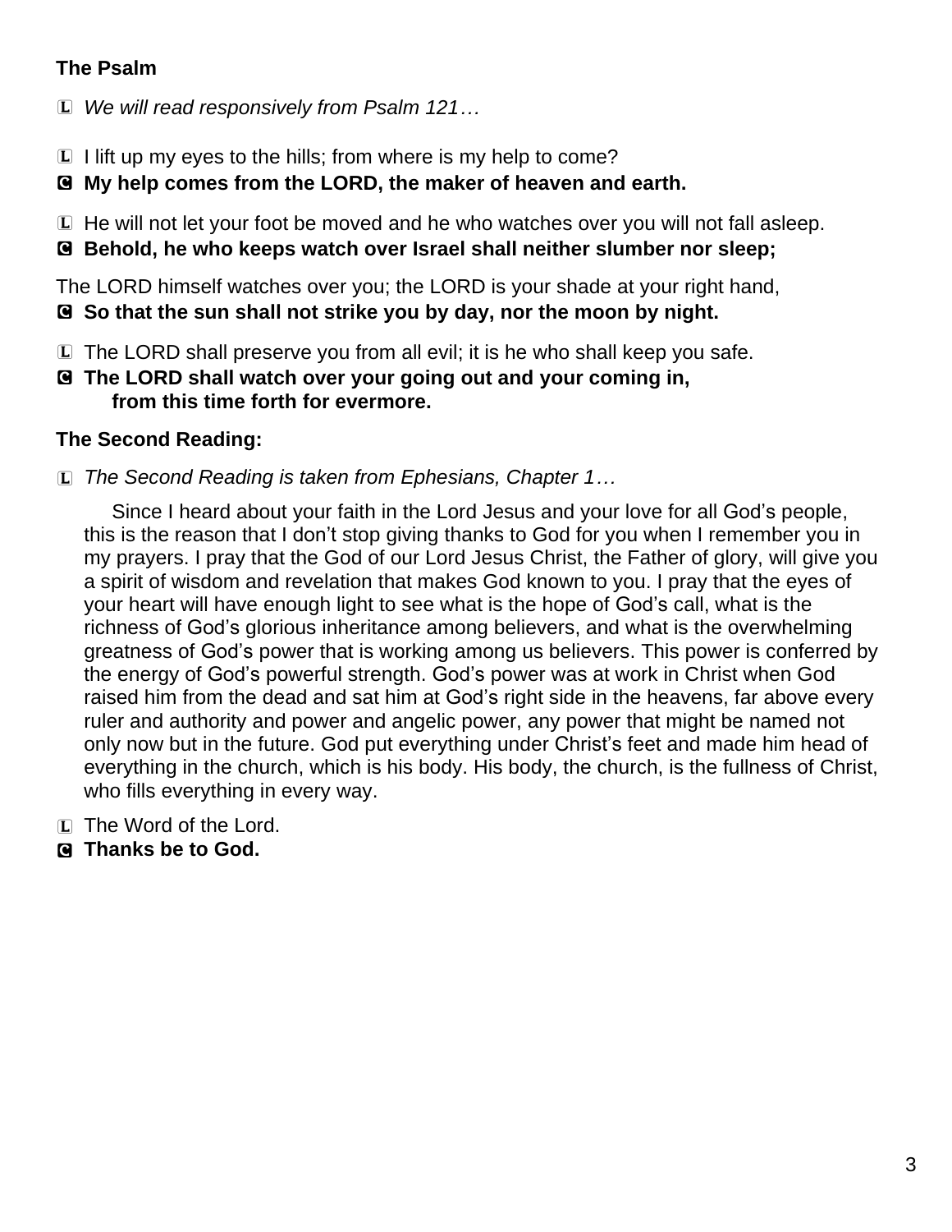**The Psalm**

L *We will read responsively from Psalm 121…*

L I lift up my eyes to the hills; from where is my help to come?
C **My help comes from the LORD, the maker of heaven and earth.**

L He will not let your foot be moved and he who watches over you will not fall asleep.
C **Behold, he who keeps watch over Israel shall neither slumber nor sleep;**

The LORD himself watches over you; the LORD is your shade at your right hand,
C **So that the sun shall not strike you by day, nor the moon by night.**

L The LORD shall preserve you from all evil; it is he who shall keep you safe.
C **The LORD shall watch over your going out and your coming in,
from this time forth for evermore.**

**The Second Reading:**

L *The Second Reading is taken from Ephesians, Chapter 1…*

Since I heard about your faith in the Lord Jesus and your love for all God's people, this is the reason that I don't stop giving thanks to God for you when I remember you in my prayers. I pray that the God of our Lord Jesus Christ, the Father of glory, will give you a spirit of wisdom and revelation that makes God known to you. I pray that the eyes of your heart will have enough light to see what is the hope of God's call, what is the richness of God's glorious inheritance among believers, and what is the overwhelming greatness of God's power that is working among us believers. This power is conferred by the energy of God's powerful strength. God's power was at work in Christ when God raised him from the dead and sat him at God's right side in the heavens, far above every ruler and authority and power and angelic power, any power that might be named not only now but in the future. God put everything under Christ's feet and made him head of everything in the church, which is his body. His body, the church, is the fullness of Christ, who fills everything in every way.

L The Word of the Lord.
C **Thanks be to God.**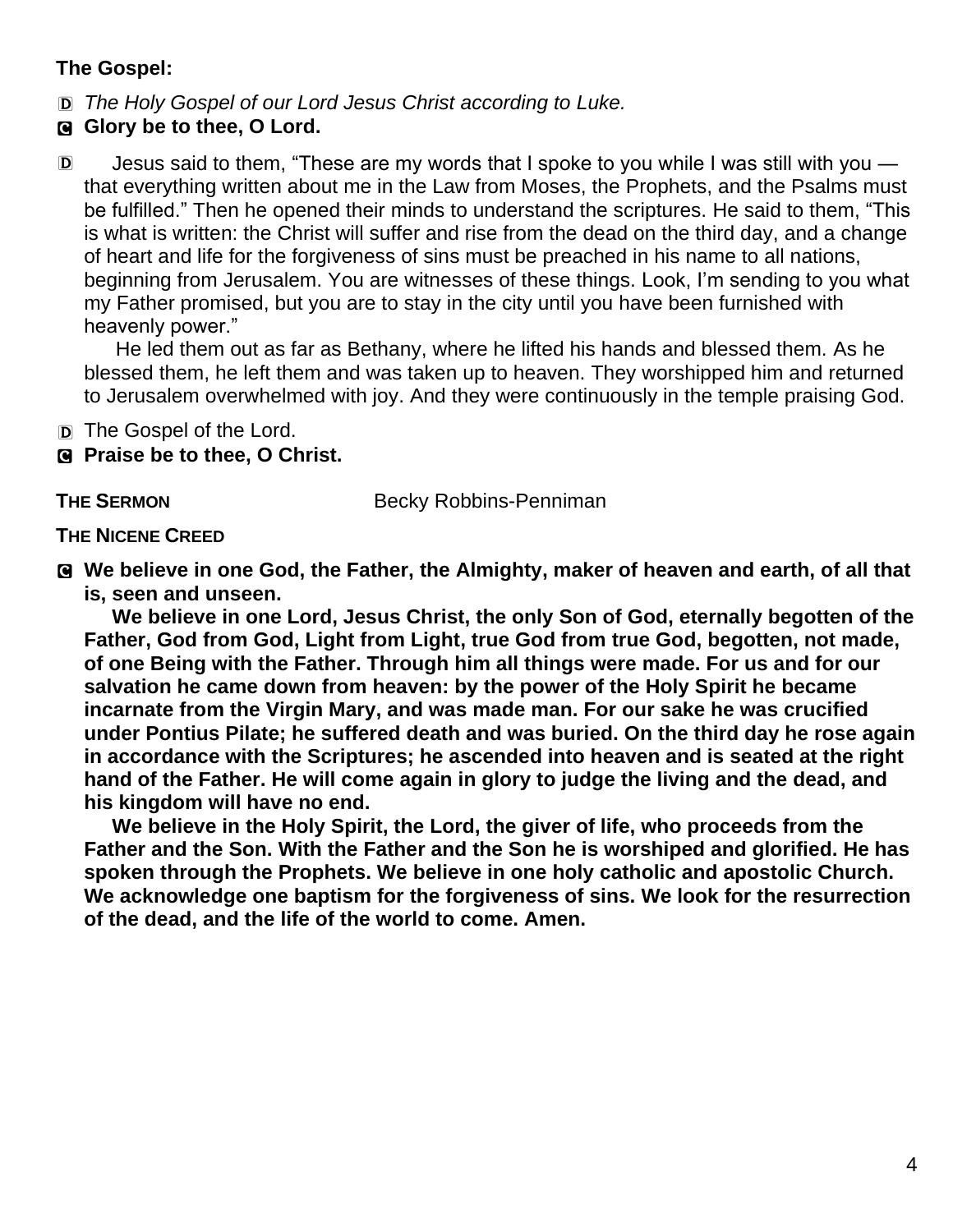**The Gospel:**

D *The Holy Gospel of our Lord Jesus Christ according to Luke.*

C **Glory be to thee, O Lord.**

D Jesus said to them, “These are my words that I spoke to you while I was still with you — that everything written about me in the Law from Moses, the Prophets, and the Psalms must be fulfilled.” Then he opened their minds to understand the scriptures. He said to them, “This is what is written: the Christ will suffer and rise from the dead on the third day, and a change of heart and life for the forgiveness of sins must be preached in his name to all nations, beginning from Jerusalem. You are witnesses of these things. Look, I’m sending to you what my Father promised, but you are to stay in the city until you have been furnished with heavenly power.”

He led them out as far as Bethany, where he lifted his hands and blessed them. As he blessed them, he left them and was taken up to heaven. They worshipped him and returned to Jerusalem overwhelmed with joy. And they were continuously in the temple praising God.

D The Gospel of the Lord.

C **Praise be to thee, O Christ.**

**THE SERMON** Becky Robbins-Penniman

**THE NICENE CREED**

C **We believe in one God, the Father, the Almighty, maker of heaven and earth, of all that is, seen and unseen.**

**We believe in one Lord, Jesus Christ, the only Son of God, eternally begotten of the Father, God from God, Light from Light, true God from true God, begotten, not made, of one Being with the Father. Through him all things were made. For us and for our salvation he came down from heaven: by the power of the Holy Spirit he became incarnate from the Virgin Mary, and was made man. For our sake he was crucified under Pontius Pilate; he suffered death and was buried. On the third day he rose again in accordance with the Scriptures; he ascended into heaven and is seated at the right hand of the Father. He will come again in glory to judge the living and the dead, and his kingdom will have no end.**

**We believe in the Holy Spirit, the Lord, the giver of life, who proceeds from the Father and the Son. With the Father and the Son he is worshiped and glorified. He has spoken through the Prophets. We believe in one holy catholic and apostolic Church. We acknowledge one baptism for the forgiveness of sins. We look for the resurrection of the dead, and the life of the world to come. Amen.**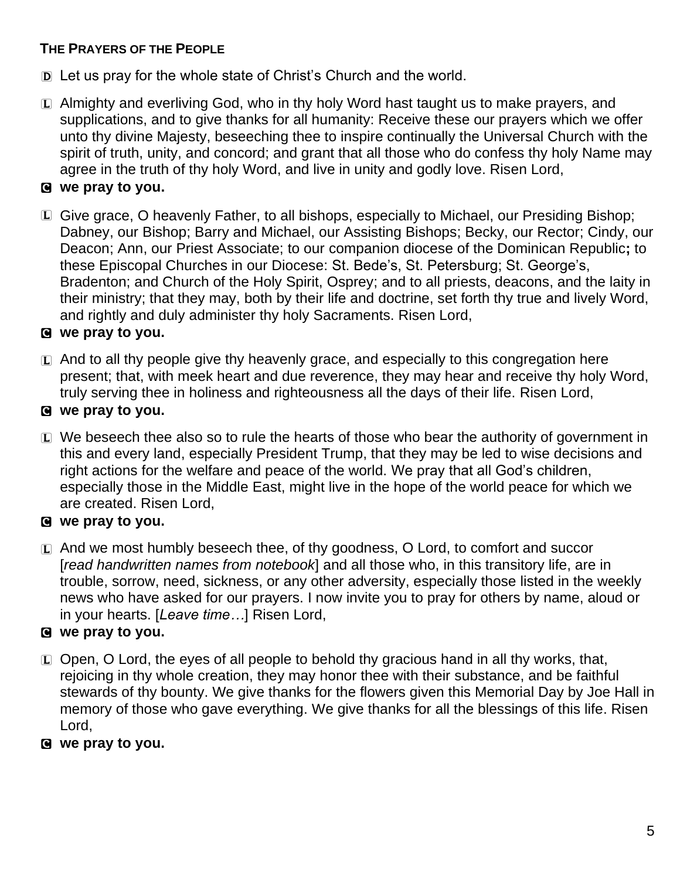**THE PRAYERS OF THE PEOPLE**

D Let us pray for the whole state of Christ's Church and the world.

L Almighty and everliving God, who in thy holy Word hast taught us to make prayers, and supplications, and to give thanks for all humanity: Receive these our prayers which we offer unto thy divine Majesty, beseeching thee to inspire continually the Universal Church with the spirit of truth, unity, and concord; and grant that all those who do confess thy holy Name may agree in the truth of thy holy Word, and live in unity and godly love. Risen Lord,

C **we pray to you.**

L Give grace, O heavenly Father, to all bishops, especially to Michael, our Presiding Bishop; Dabney, our Bishop; Barry and Michael, our Assisting Bishops; Becky, our Rector; Cindy, our Deacon; Ann, our Priest Associate; to our companion diocese of the Dominican Republic**;** to these Episcopal Churches in our Diocese: St. Bede's, St. Petersburg; St. George's, Bradenton; and Church of the Holy Spirit, Osprey; and to all priests, deacons, and the laity in their ministry; that they may, both by their life and doctrine, set forth thy true and lively Word, and rightly and duly administer thy holy Sacraments. Risen Lord,

C **we pray to you.**

L And to all thy people give thy heavenly grace, and especially to this congregation here present; that, with meek heart and due reverence, they may hear and receive thy holy Word, truly serving thee in holiness and righteousness all the days of their life. Risen Lord,

C **we pray to you.**

L We beseech thee also so to rule the hearts of those who bear the authority of government in this and every land, especially President Trump, that they may be led to wise decisions and right actions for the welfare and peace of the world. We pray that all God's children, especially those in the Middle East, might live in the hope of the world peace for which we are created. Risen Lord,

C **we pray to you.**

L And we most humbly beseech thee, of thy goodness, O Lord, to comfort and succor [*read handwritten names from notebook*] and all those who, in this transitory life, are in trouble, sorrow, need, sickness, or any other adversity, especially those listed in the weekly news who have asked for our prayers. I now invite you to pray for others by name, aloud or in your hearts. [*Leave time…*] Risen Lord,

C **we pray to you.**

L Open, O Lord, the eyes of all people to behold thy gracious hand in all thy works, that, rejoicing in thy whole creation, they may honor thee with their substance, and be faithful stewards of thy bounty. We give thanks for the flowers given this Memorial Day by Joe Hall in memory of those who gave everything. We give thanks for all the blessings of this life. Risen Lord,

C **we pray to you.**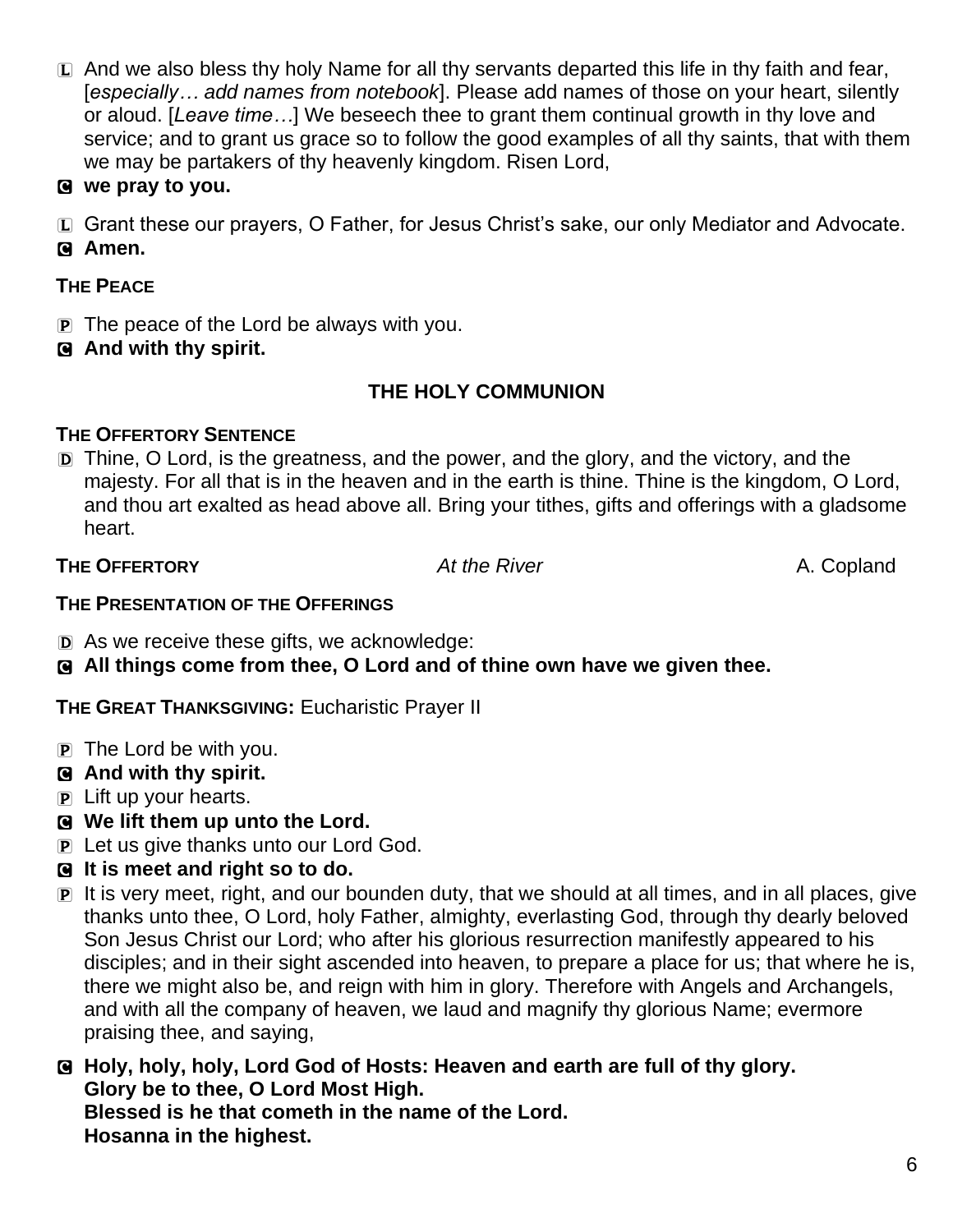L And we also bless thy holy Name for all thy servants departed this life in thy faith and fear, [*especially… add names from notebook*]. Please add names of those on your heart, silently or aloud. [*Leave time…*] We beseech thee to grant them continual growth in thy love and service; and to grant us grace so to follow the good examples of all thy saints, that with them we may be partakers of thy heavenly kingdom. Risen Lord,

C **we pray to you.**

L Grant these our prayers, O Father, for Jesus Christ's sake, our only Mediator and Advocate.

C **Amen.**

**THE PEACE**

P The peace of the Lord be always with you.

C **And with thy spirit.**

## THE HOLY COMMUNION

**THE OFFERTORY SENTENCE**

D Thine, O Lord, is the greatness, and the power, and the glory, and the victory, and the majesty. For all that is in the heaven and in the earth is thine. Thine is the kingdom, O Lord, and thou art exalted as head above all. Bring your tithes, gifts and offerings with a gladsome heart.

**THE OFFERTORY** *At the River* A. Copland

**THE PRESENTATION OF THE OFFERINGS**

D As we receive these gifts, we acknowledge:

C **All things come from thee, O Lord and of thine own have we given thee.**

**THE GREAT THANKSGIVING:** Eucharistic Prayer II

P The Lord be with you.

C **And with thy spirit.**

P Lift up your hearts.

C **We lift them up unto the Lord.**

P Let us give thanks unto our Lord God.

C **It is meet and right so to do.**

P It is very meet, right, and our bounden duty, that we should at all times, and in all places, give thanks unto thee, O Lord, holy Father, almighty, everlasting God, through thy dearly beloved Son Jesus Christ our Lord; who after his glorious resurrection manifestly appeared to his disciples; and in their sight ascended into heaven, to prepare a place for us; that where he is, there we might also be, and reign with him in glory. Therefore with Angels and Archangels, and with all the company of heaven, we laud and magnify thy glorious Name; evermore praising thee, and saying,

C **Holy, holy, holy, Lord God of Hosts: Heaven and earth are full of thy glory.**
**Glory be to thee, O Lord Most High.**
**Blessed is he that cometh in the name of the Lord.**
**Hosanna in the highest.**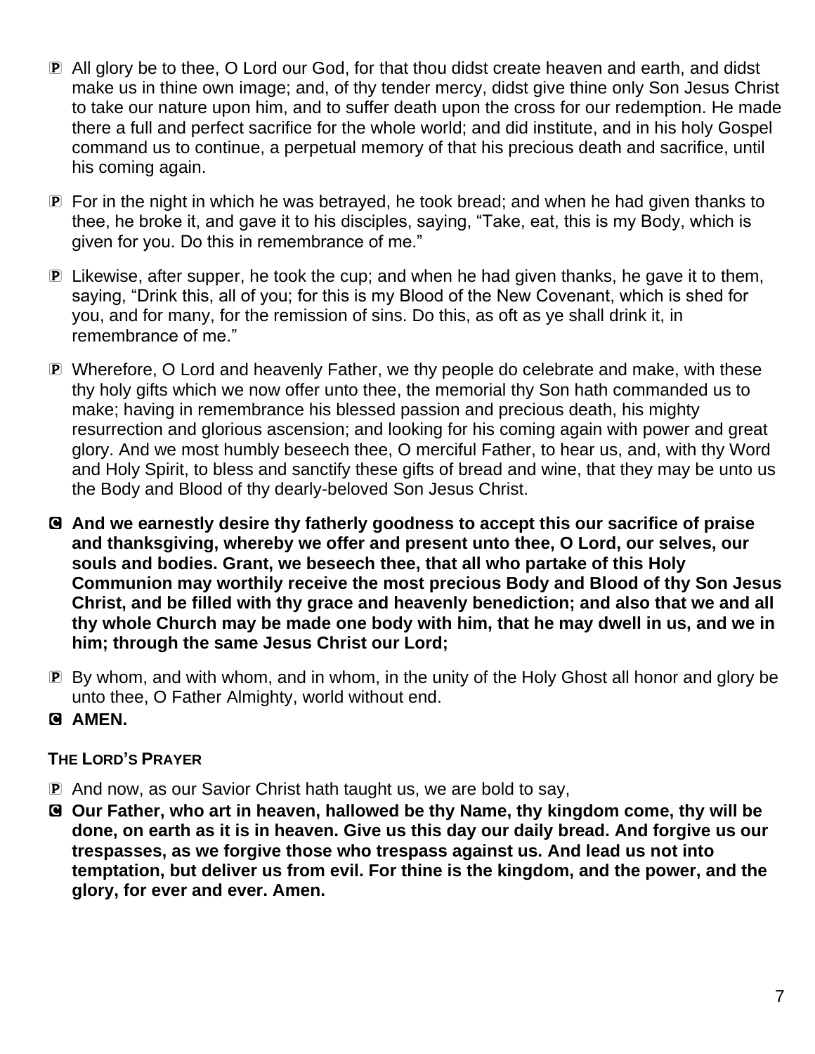P All glory be to thee, O Lord our God, for that thou didst create heaven and earth, and didst make us in thine own image; and, of thy tender mercy, didst give thine only Son Jesus Christ to take our nature upon him, and to suffer death upon the cross for our redemption. He made there a full and perfect sacrifice for the whole world; and did institute, and in his holy Gospel command us to continue, a perpetual memory of that his precious death and sacrifice, until his coming again.

P For in the night in which he was betrayed, he took bread; and when he had given thanks to thee, he broke it, and gave it to his disciples, saying, "Take, eat, this is my Body, which is given for you. Do this in remembrance of me."

P Likewise, after supper, he took the cup; and when he had given thanks, he gave it to them, saying, "Drink this, all of you; for this is my Blood of the New Covenant, which is shed for you, and for many, for the remission of sins. Do this, as oft as ye shall drink it, in remembrance of me."

P Wherefore, O Lord and heavenly Father, we thy people do celebrate and make, with these thy holy gifts which we now offer unto thee, the memorial thy Son hath commanded us to make; having in remembrance his blessed passion and precious death, his mighty resurrection and glorious ascension; and looking for his coming again with power and great glory. And we most humbly beseech thee, O merciful Father, to hear us, and, with thy Word and Holy Spirit, to bless and sanctify these gifts of bread and wine, that they may be unto us the Body and Blood of thy dearly-beloved Son Jesus Christ.

**C And we earnestly desire thy fatherly goodness to accept this our sacrifice of praise and thanksgiving, whereby we offer and present unto thee, O Lord, our selves, our souls and bodies. Grant, we beseech thee, that all who partake of this Holy Communion may worthily receive the most precious Body and Blood of thy Son Jesus Christ, and be filled with thy grace and heavenly benediction; and also that we and all thy whole Church may be made one body with him, that he may dwell in us, and we in him; through the same Jesus Christ our Lord;**

P By whom, and with whom, and in whom, in the unity of the Holy Ghost all honor and glory be unto thee, O Father Almighty, world without end.

**C AMEN.**

### THE LORD'S PRAYER

P And now, as our Savior Christ hath taught us, we are bold to say,

**C Our Father, who art in heaven, hallowed be thy Name, thy kingdom come, thy will be done, on earth as it is in heaven. Give us this day our daily bread. And forgive us our trespasses, as we forgive those who trespass against us. And lead us not into temptation, but deliver us from evil. For thine is the kingdom, and the power, and the glory, for ever and ever. Amen.**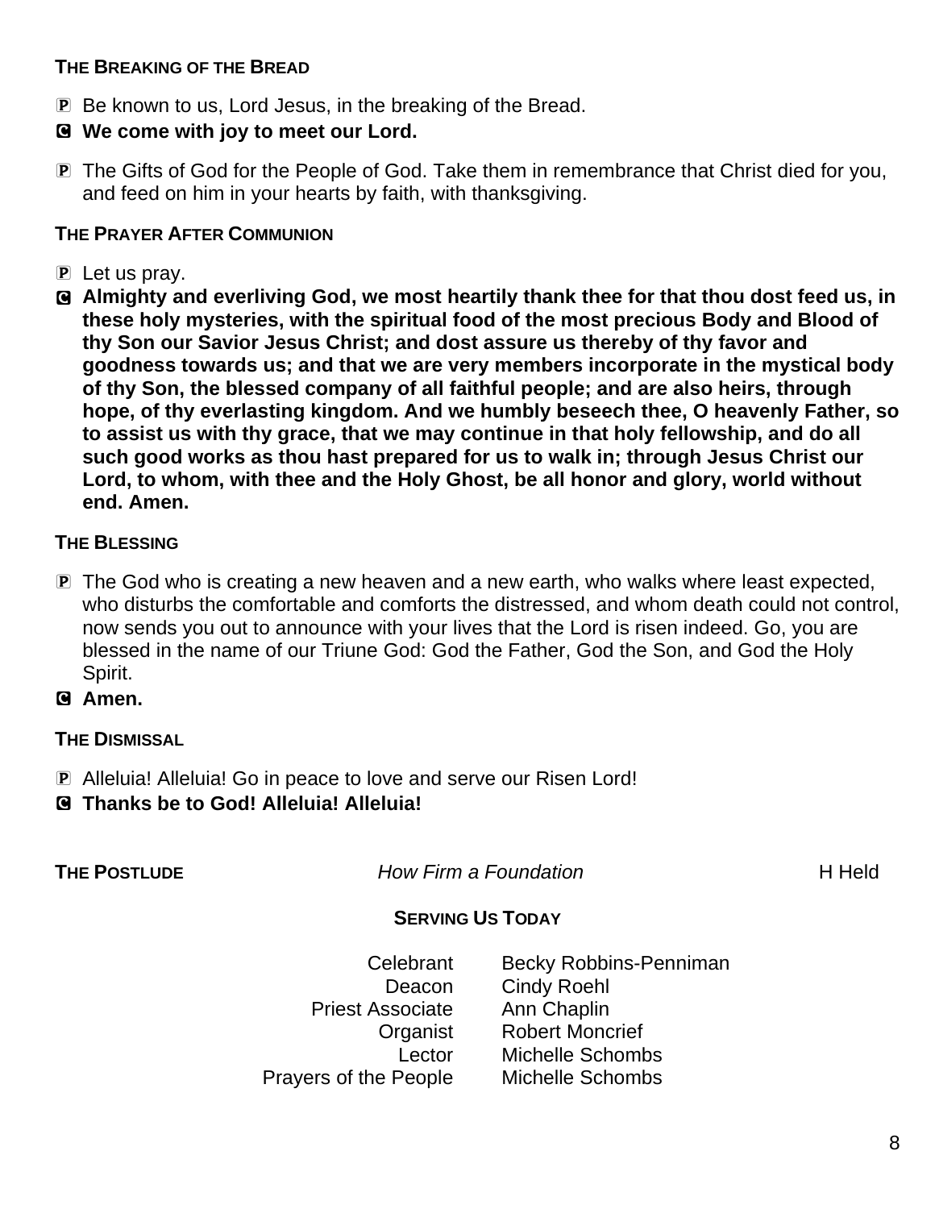**THE BREAKING OF THE BREAD**

P Be known to us, Lord Jesus, in the breaking of the Bread.

C **We come with joy to meet our Lord.**

P The Gifts of God for the People of God. Take them in remembrance that Christ died for you, and feed on him in your hearts by faith, with thanksgiving.

**THE PRAYER AFTER COMMUNION**

P Let us pray.

C **Almighty and everliving God, we most heartily thank thee for that thou dost feed us, in these holy mysteries, with the spiritual food of the most precious Body and Blood of thy Son our Savior Jesus Christ; and dost assure us thereby of thy favor and goodness towards us; and that we are very members incorporate in the mystical body of thy Son, the blessed company of all faithful people; and are also heirs, through hope, of thy everlasting kingdom. And we humbly beseech thee, O heavenly Father, so to assist us with thy grace, that we may continue in that holy fellowship, and do all such good works as thou hast prepared for us to walk in; through Jesus Christ our Lord, to whom, with thee and the Holy Ghost, be all honor and glory, world without end. Amen.**

**THE BLESSING**

P The God who is creating a new heaven and a new earth, who walks where least expected, who disturbs the comfortable and comforts the distressed, and whom death could not control, now sends you out to announce with your lives that the Lord is risen indeed. Go, you are blessed in the name of our Triune God: God the Father, God the Son, and God the Holy Spirit.

C **Amen.**

**THE DISMISSAL**

P Alleluia! Alleluia! Go in peace to love and serve our Risen Lord!

C **Thanks be to God! Alleluia! Alleluia!**

**THE POSTLUDE** *How Firm a Foundation* H Held

**SERVING US TODAY**

| | |
|---|---|
| Celebrant | Becky Robbins-Penniman |
| Deacon | Cindy Roehl |
| Priest Associate | Ann Chaplin |
| Organist | Robert Moncrief |
| Lector | Michelle Schombs |
| Prayers of the People | Michelle Schombs |